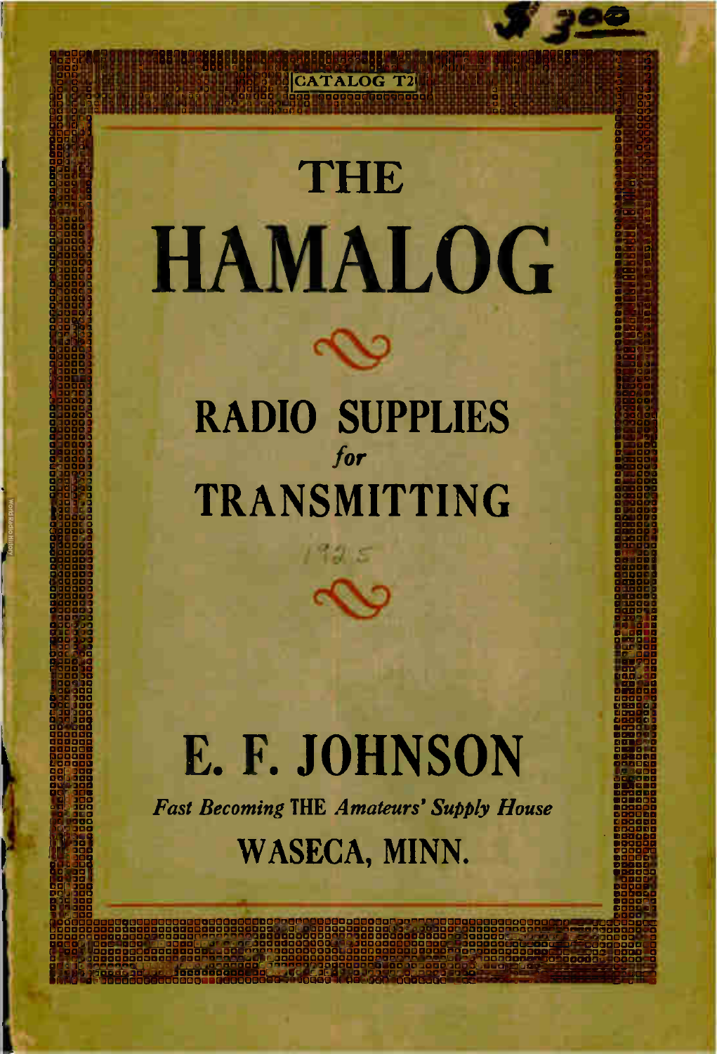$3.00

CATALOG T2

# THE HAMALOG

## RADIO SUPPLIES
*for*
## TRANSMITTING

1925

# E. F. JOHNSON

*Fast Becoming* THE *Amateurs' Supply House*

## WASECA, MINN.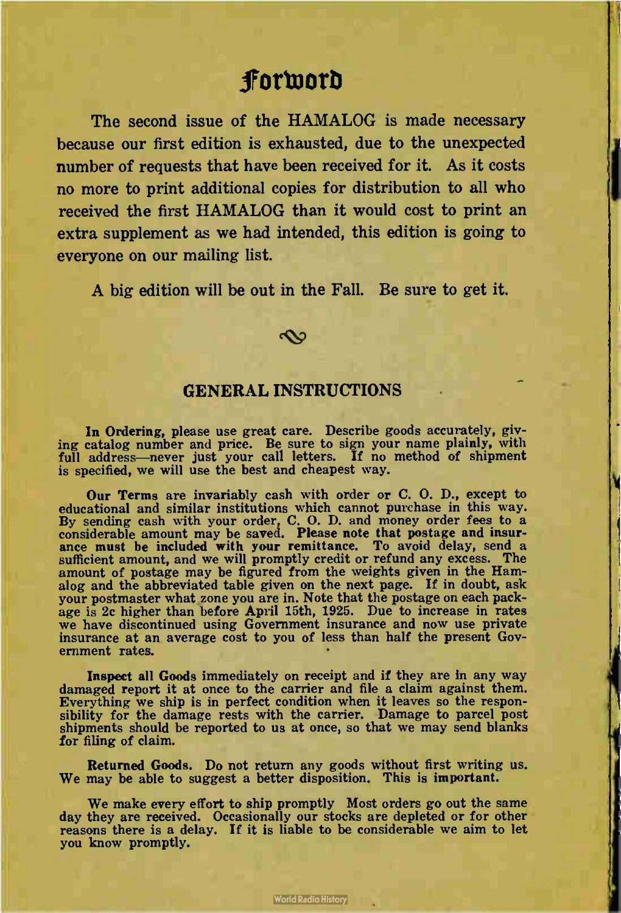# Forword

The second issue of the HAMALOG is made necessary because our first edition is exhausted, due to the unexpected number of requests that have been received for it. As it costs no more to print additional copies for distribution to all who received the first HAMALOG than it would cost to print an extra supplement as we had intended, this edition is going to everyone on our mailing list.

A big edition will be out in the Fall. Be sure to get it.

## GENERAL INSTRUCTIONS

**In Ordering,** please use great care. Describe goods accurately, giving catalog number and price. Be sure to sign your name plainly, with full address—never just your call letters. If no method of shipment is specified, we will use the best and cheapest way.

**Our Terms** are invariably cash with order or C. O. D., except to educational and similar institutions which cannot purchase in this way. By sending cash with your order, C. O. D. and money order fees to a considerable amount may be saved. **Please note that postage and insurance must be included with your remittance.** To avoid delay, send a sufficient amount, and we will promptly credit or refund any excess. The amount of postage may be figured from the weights given in the Hamalog and the abbreviated table given on the next page. If in doubt, ask your postmaster what zone you are in. Note that the postage on each package is 2c higher than before April 15th, 1925. Due to increase in rates we have discontinued using Government insurance and now use private insurance at an average cost to you of less than half the present Government rates.

**Inspect all Goods** immediately on receipt and if they are in any way damaged report it at once to the carrier and file a claim against them. Everything we ship is in perfect condition when it leaves so the responsibility for the damage rests with the carrier. Damage to parcel post shipments should be reported to us at once, so that we may send blanks for filing of claim.

**Returned Goods.** Do not return any goods without first writing us. We may be able to suggest a better disposition. This is **important.**

We make every effort to ship promptly Most orders go out the same day they are received. Occasionally our stocks are depleted or for other reasons there is a delay. If it is liable to be considerable we aim to let you know promptly.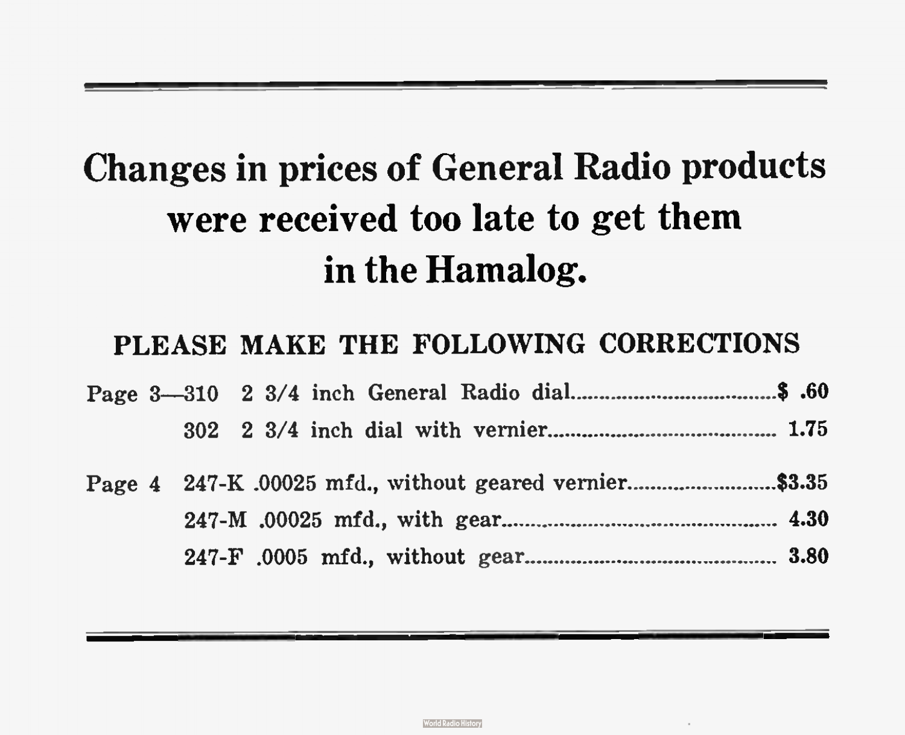# Changes in prices of General Radio products were received too late to get them in the Hamalog.

## PLEASE MAKE THE FOLLOWING CORRECTIONS

| | | | |
|---|---|---|---|
| Page 3 | 310 | 2 3/4 inch General Radio dial | $ .60 |
| | 302 | 2 3/4 inch dial with vernier | 1.75 |
| Page 4 | 247-K | .00025 mfd., without geared vernier | $3.35 |
| | 247-M | .00025 mfd., with gear | 4.30 |
| | 247-F | .0005 mfd., without gear | 3.80 |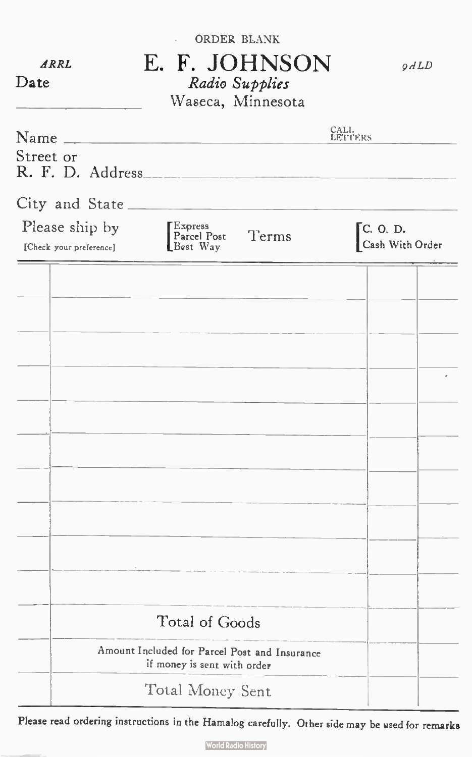ORDER BLANK

ARRL

# E. F. JOHNSON

9ALD

*Radio Supplies*

Waseca, Minnesota

Date \_\_\_\_\_\_\_\_\_\_\_\_\_\_\_\_

Name \_\_\_\_\_\_\_\_\_\_\_\_\_\_\_\_\_\_\_\_\_\_\_\_\_\_\_\_\_\_\_\_\_\_\_\_ CALL LETTERS \_\_\_\_\_\_\_\_\_\_

Street or R. F. D. Address \_\_\_\_\_\_\_\_\_\_\_\_\_\_\_\_\_\_\_\_\_\_\_\_\_\_\_\_\_\_\_\_\_\_\_\_

City and State \_\_\_\_\_\_\_\_\_\_\_\_\_\_\_\_\_\_\_\_\_\_\_\_\_\_\_\_\_\_\_\_\_\_\_\_

Please ship by [Check your preference] — Express / Parcel Post / Best Way

Terms — C. O. D. / Cash With Order

| | | | |
|---|---|---|---|
| | | | |
| | | | |
| | | | |
| | | | |
| | | | |
| | | | |
| | | | |
| | | | |
| | | | |
| | | | |
| | | | |
| | Total of Goods | | |
| | Amount Included for Parcel Post and Insurance if money is sent with order | | |
| | Total Money Sent | | |

Please read ordering instructions in the Hamalog carefully. Other side may be used for remarks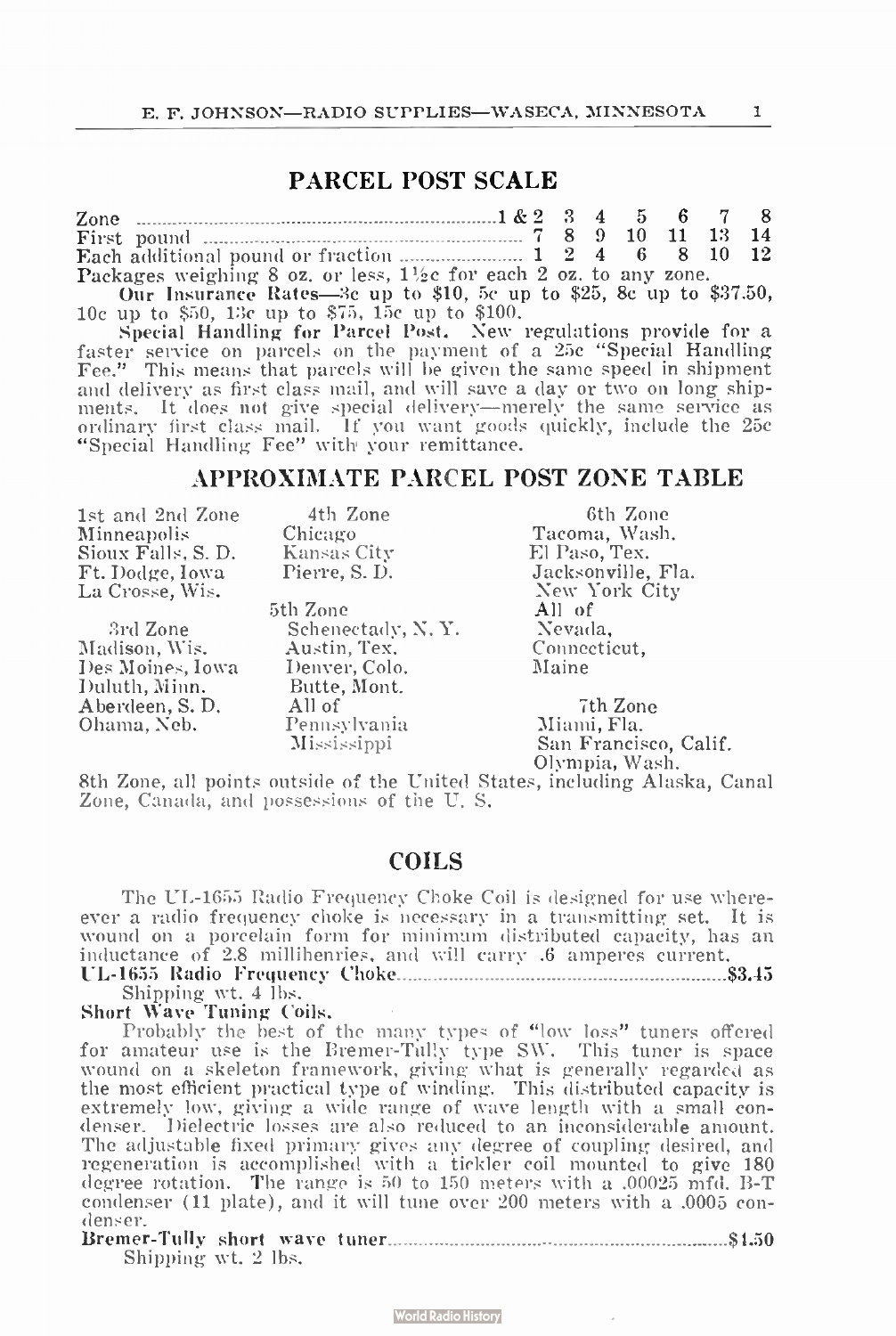## PARCEL POST SCALE

| Zone | 1 & 2 | 3 | 4 | 5 | 6 | 7 | 8 |
|---|---|---|---|---|---|---|---|
| First pound | 7 | 8 | 9 | 10 | 11 | 13 | 14 |
| Each additional pound or fraction | 1 | 2 | 4 | 6 | 8 | 10 | 12 |

Packages weighing 8 oz. or less, 1½c for each 2 oz. to any zone.

**Our Insurance Rates**—3c up to $10, 5c up to $25, 8c up to $37.50, 10c up to $50, 13c up to $75, 15c up to $100.

**Special Handling for Parcel Post.** New regulations provide for a faster service on parcels on the payment of a 25c "Special Handling Fee." This means that parcels will be given the same speed in shipment and delivery as first class mail, and will save a day or two on long shipments. It does not give special delivery—merely the same service as ordinary first class mail. If you want goods quickly, include the 25c "Special Handling Fee" with your remittance.

## APPROXIMATE PARCEL POST ZONE TABLE

1st and 2nd Zone
Minneapolis
Sioux Falls, S. D.
Ft. Dodge, Iowa
La Crosse, Wis.

3rd Zone
Madison, Wis.
Des Moines, Iowa
Duluth, Minn.
Aberdeen, S. D.
Ohama, Neb.

4th Zone
Chicago
Kansas City
Pierre, S. D.

5th Zone
Schenectady, N. Y.
Austin, Tex.
Denver, Colo.
Butte, Mont.
All of
Pennsylvania
Mississippi

6th Zone
Tacoma, Wash.
El Paso, Tex.
Jacksonville, Fla.
New York City
All of
Nevada,
Connecticut,
Maine

7th Zone
Miami, Fla.
San Francisco, Calif.
Olympia, Wash.

8th Zone, all points outside of the United States, including Alaska, Canal Zone, Canada, and possessions of the U. S.

## COILS

The UL-1655 Radio Frequency Choke Coil is designed for use whereever a radio frequency choke is necessary in a transmitting set. It is wound on a porcelain form for minimum distributed capacity, has an inductance of 2.8 millihenries, and will carry .6 amperes current.

**UL-1655 Radio Frequency Choke**............................................................$3.45
Shipping wt. 4 lbs.

**Short Wave Tuning Coils.**

Probably the best of the many types of "low loss" tuners offered for amateur use is the Bremer-Tully type SW. This tuner is space wound on a skeleton framework, giving what is generally regarded as the most efficient practical type of winding. This distributed capacity is extremely low, giving a wide range of wave length with a small condenser. Dielectric losses are also reduced to an inconsiderable amount. The adjustable fixed primary gives any degree of coupling desired, and regeneration is accomplished with a tickler coil mounted to give 180 degree rotation. The range is 50 to 150 meters with a .00025 mfd. B-T condenser (11 plate), and it will tune over 200 meters with a .0005 condenser.

**Bremer-Tully short wave tuner**............................................................$4.50
Shipping wt. 2 lbs.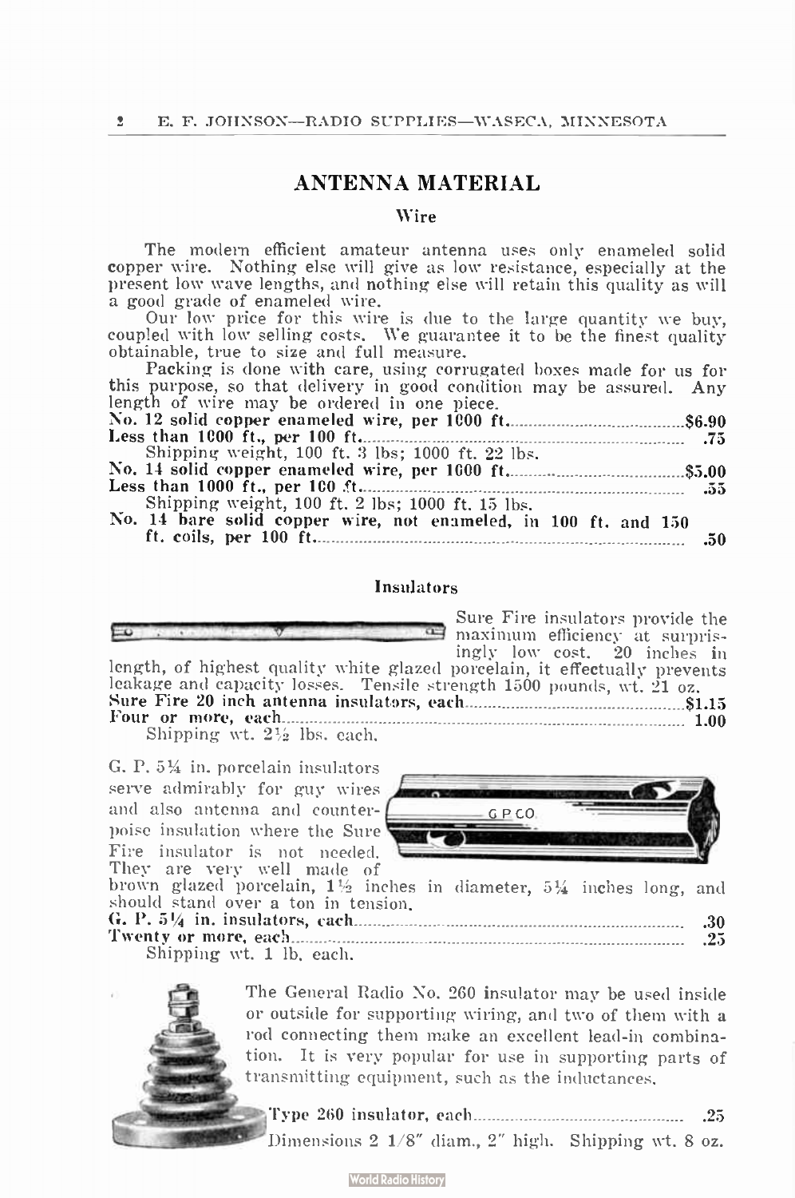## ANTENNA MATERIAL

### Wire

The modern efficient amateur antenna uses only enameled solid copper wire. Nothing else will give as low resistance, especially at the present low wave lengths, and nothing else will retain this quality as will a good grade of enameled wire.

Our low price for this wire is due to the large quantity we buy, coupled with low selling costs. We guarantee it to be the finest quality obtainable, true to size and full measure.

Packing is done with care, using corrugated boxes made for us for this purpose, so that delivery in good condition may be assured. Any length of wire may be ordered in one piece.

**No. 12 solid copper enameled wire, per 1000 ft.** .......... **$6.90**
**Less than 1000 ft., per 100 ft.** .......... **.75**
Shipping weight, 100 ft. 3 lbs; 1000 ft. 22 lbs.

**No. 14 solid copper enameled wire, per 1000 ft.** .......... **$5.00**
**Less than 1000 ft., per 100 ft.** .......... **.55**
Shipping weight, 100 ft. 2 lbs; 1000 ft. 15 lbs.

**No. 14 bare solid copper wire, not enameled, in 100 ft. and 150 ft. coils, per 100 ft.** .......... **.50**

### Insulators

Sure Fire insulators provide the maximum efficiency at surprisingly low cost. 20 inches in length, of highest quality white glazed porcelain, it effectually prevents leakage and capacity losses. Tensile strength 1500 pounds, wt. 21 oz.

**Sure Fire 20 inch antenna insulators, each** .......... **$1.15**
**Four or more, each** .......... **1.00**
Shipping wt. 2½ lbs. each.

G. P. 5¼ in. porcelain insulators serve admirably for guy wires and also antenna and counterpoise insulation where the Sure Fire insulator is not needed. They are very well made of brown glazed porcelain, 1½ inches in diameter, 5¼ inches long, and should stand over a ton in tension.

**G. P. 5¼ in. insulators, each** .......... **.30**
**Twenty or more, each** .......... **.25**
Shipping wt. 1 lb. each.

The General Radio No. 260 insulator may be used inside or outside for supporting wiring, and two of them with a rod connecting them make an excellent lead-in combination. It is very popular for use in supporting parts of transmitting equipment, such as the inductances.

**Type 260 insulator, each** .......... **.25**
Dimensions 2 1/8" diam., 2" high. Shipping wt. 8 oz.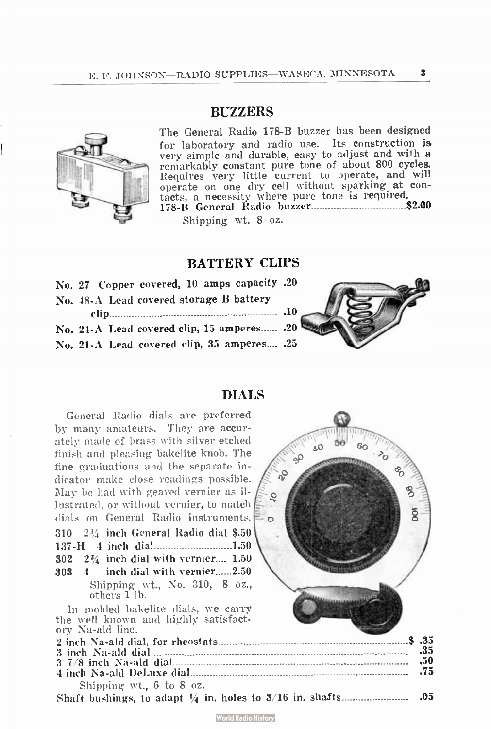## BUZZERS

The General Radio 178-B buzzer has been designed for laboratory and radio use. Its construction is very simple and durable, easy to adjust and with a remarkably constant pure tone of about 800 cycles. Requires very little current to operate, and will operate on one dry cell without sparking at contacts, a necessity where pure tone is required.

178-B General Radio buzzer.................................$2.00

Shipping wt. 8 oz.

## BATTERY CLIPS

No. 27 Copper covered, 10 amps capacity .20

No. 48-A Lead covered storage B battery clip............................................................ .10

No. 21-A Lead covered clip, 15 amperes...... .20

No. 21-A Lead covered clip, 35 amperes.... .25

## DIALS

General Radio dials are preferred by many amateurs. They are accurately made of brass with silver etched finish and pleasing bakelite knob. The fine graduations and the separate indicator make close readings possible. May be had with geared vernier as illustrated, or without vernier, to match dials on General Radio instruments.

310 2¾ inch General Radio dial $.50

137-H 4 inch dial............................1.50

302 2¾ inch dial with vernier.... 1.50

303 4 inch dial with vernier......2.50

Shipping wt., No. 310, 8 oz., others 1 lb.

In molded bakelite dials, we carry the well known and highly satisfactory Na-ald line.

2 inch Na-ald dial, for rheostats............................................................$ .35

3 inch Na-ald dial.................................................................................. .35

3 7/8 inch Na-ald dial............................................................................ .50

4 inch Na-ald DeLuxe dial.................................................................... .75

Shipping wt., 6 to 8 oz.

Shaft bushings, to adapt ¼ in. holes to 3/16 in. shafts........................ .05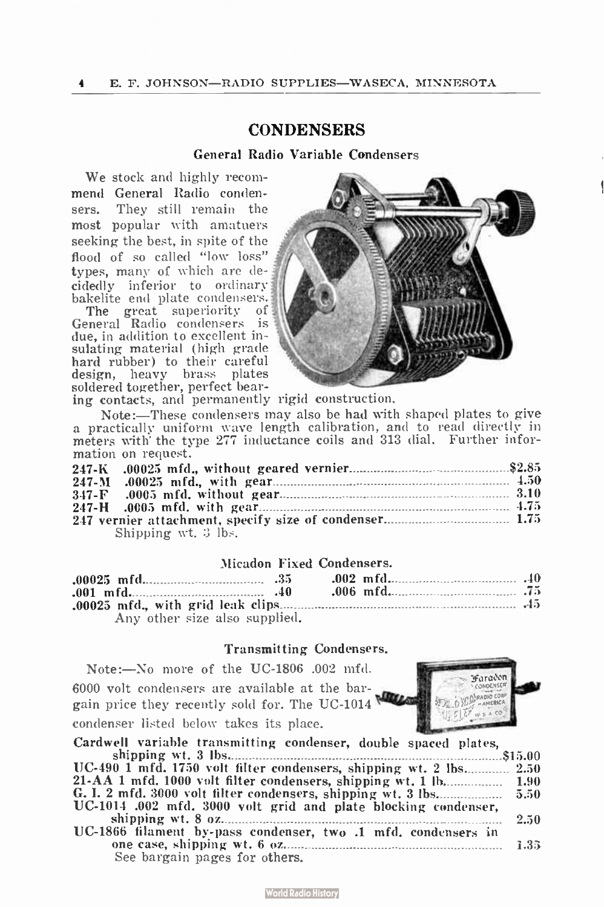## CONDENSERS

### General Radio Variable Condensers

We stock and highly recommend General Radio condensers. They still remain the most popular with amatuers seeking the best, in spite of the flood of so called "low loss" types, many of which are decidedly inferior to ordinary bakelite end plate condensers.

The great superiority of General Radio condensers is due, in addition to excellent insulating material (high grade hard rubber) to their careful design, heavy brass plates soldered together, perfect bearing contacts, and permanently rigid construction.

Note:—These condensers may also be had with shaped plates to give a practically uniform wave length calibration, and to read directly in meters with the type 277 inductance coils and 313 dial. Further information on request.

| | |
|---|---|
| **247-K .00025 mfd., without geared vernier** | **$2.85** |
| **247-M .00025 mfd., with gear** | **4.50** |
| **347-F .0005 mfd. without gear** | **3.10** |
| **247-H .0005 mfd. with gear** | **4.75** |
| **247 vernier attachment, specify size of condenser** | **1.75** |

Shipping wt. 3 lbs.

### Micadon Fixed Condensers.

| | | | |
|---|---|---|---|
| **.00025 mfd** | **.35** | **.002 mfd** | **.40** |
| **.001 mfd** | **.40** | **.006 mfd** | **.75** |
| **.00025 mfd., with grid leak clips** | | | **.45** |

Any other size also supplied.

### Transmitting Condensers.

Note:—No more of the UC-1806 .002 mfd. 6000 volt condensers are available at the bargain price they recently sold for. The UC-1014 condenser listed below takes its place.

| | |
|---|---|
| **Cardwell variable transmitting condenser, double spaced plates, shipping wt. 3 lbs** | **$15.00** |
| **UC-490 1 mfd. 1750 volt filter condensers, shipping wt. 2 lbs** | **2.50** |
| **21-AA 1 mfd. 1000 volt filter condensers, shipping wt. 1 lb** | **1.90** |
| **G. I. 2 mfd. 3000 volt filter condensers, shipping wt. 3 lbs** | **5.50** |
| **UC-1014 .002 mfd. 3000 volt grid and plate blocking condenser, shipping wt. 8 oz** | **2.50** |
| **UC-1866 filament by-pass condenser, two .1 mfd. condensers in one case, shipping wt. 6 oz** | **1.35** |

See bargain pages for others.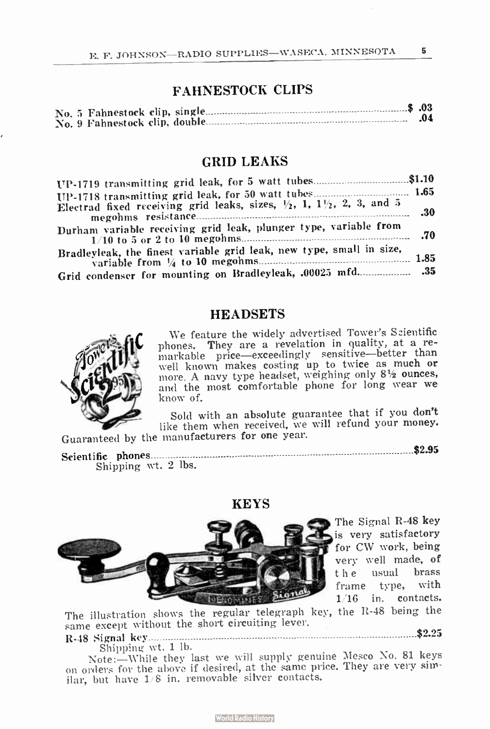## FAHNESTOCK CLIPS

| | |
|---|---|
| No. 5 Fahnestock clip, single | $ .03 |
| No. 9 Fahnestock clip, double | .04 |

## GRID LEAKS

| | |
|---|---|
| UP-1719 transmitting grid leak, for 5 watt tubes | $1.10 |
| UP-1718 transmitting grid leak, for 50 watt tubes | 1.65 |
| Electrad fixed receiving grid leaks, sizes, ½, 1, 1½, 2, 3, and 5 megohms resistance | .30 |
| Durham variable receiving grid leak, plunger type, variable from 1/10 to 5 or 2 to 10 megohms | .70 |
| Bradleyleak, the finest variable grid leak, new type, small in size, variable from ¼ to 10 megohms | 1.85 |
| Grid condenser for mounting on Bradleyleak, .00025 mfd. | .35 |

## HEADSETS

We feature the widely advertised Tower's Scientific phones. They are a revelation in quality, at a remarkable price—exceedingly sensitive—better than well known makes costing up to twice as much or more. A navy type headset, weighing only 8½ ounces, and the most comfortable phone for long wear we know of.

Sold with an absolute guarantee that if you don't like them when received, we will refund your money. Guaranteed by the manufacturers for one year.

**Scientific phones** ........ **$2.95**
Shipping wt. 2 lbs.

## KEYS

The Signal R-48 key is very satisfactory for CW work, being very well made, of the usual brass frame type, with 1/16 in. contacts.

The illustration shows the regular telegraph key, the R-48 being the same except without the short circuiting lever.

**R-48 Signal key** ........ **$2.25**
Shipping wt. 1 lb.

Note:—While they last we will supply genuine Mesco No. 81 keys on orders for the above if desired, at the same price. They are very similar, but have 1/8 in. removable silver contacts.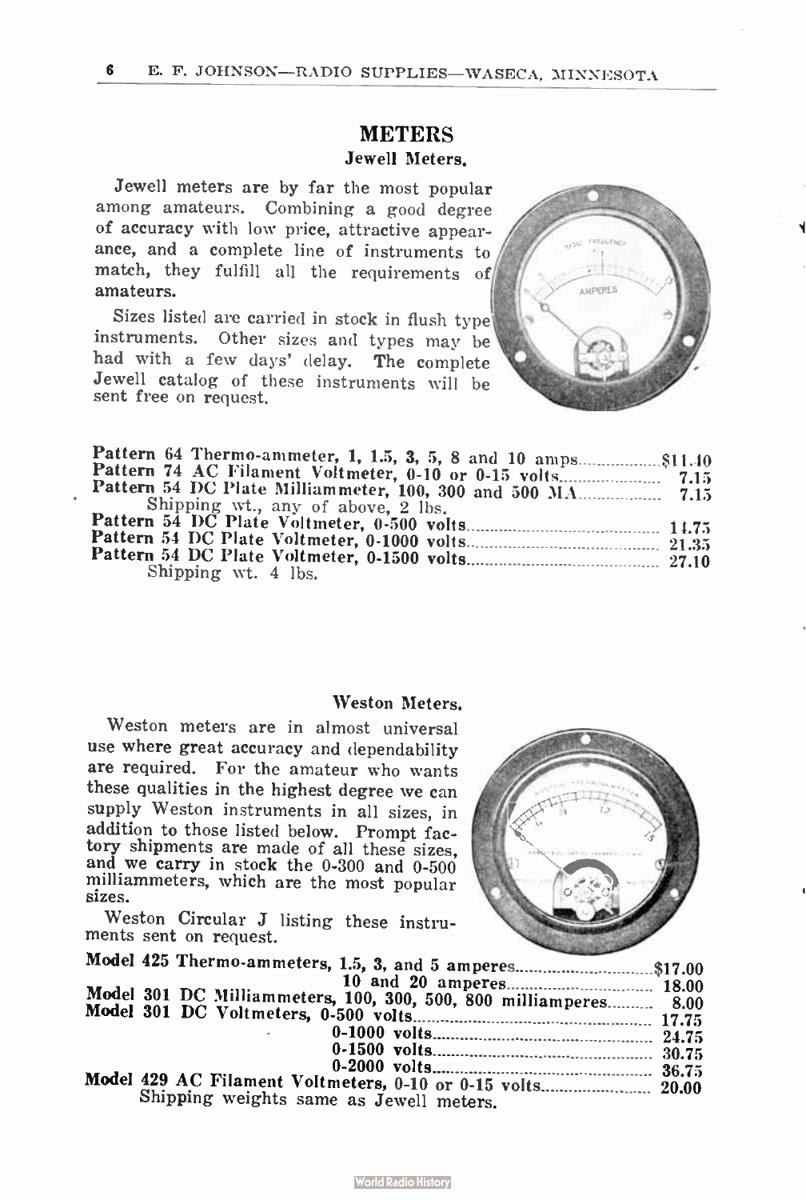# METERS

## Jewell Meters.

Jewell meters are by far the most popular among amateurs. Combining a good degree of accuracy with low price, attractive appearance, and a complete line of instruments to match, they fulfill all the requirements of amateurs.

Sizes listed are carried in stock in flush type instruments. Other sizes and types may be had with a few days' delay. The complete Jewell catalog of these instruments will be sent free on request.

**Pattern 64 Thermo-ammeter, 1, 1.5, 3, 5, 8 and 10 amps** .......... $11.40
**Pattern 74 AC Filament Voltmeter, 0-10 or 0-15 volts** .......... 7.15
**Pattern 54 DC Plate Milliammeter, 100, 300 and 500 MA** .......... 7.15
Shipping wt., any of above, 2 lbs.
**Pattern 54 DC Plate Voltmeter, 0-500 volts** .......... 14.75
**Pattern 54 DC Plate Voltmeter, 0-1000 volts** .......... 21.35
**Pattern 54 DC Plate Voltmeter, 0-1500 volts** .......... 27.10
Shipping wt. 4 lbs.

## Weston Meters.

Weston meters are in almost universal use where great accuracy and dependability are required. For the amateur who wants these qualities in the highest degree we can supply Weston instruments in all sizes, in addition to those listed below. Prompt factory shipments are made of all these sizes, and we carry in stock the 0-300 and 0-500 milliammeters, which are the most popular sizes.

Weston Circular J listing these instruments sent on request.

**Model 425 Thermo-ammeters, 1.5, 3, and 5 amperes** .......... $17.00
**10 and 20 amperes** .......... 18.00
**Model 301 DC Milliammeters, 100, 300, 500, 800 milliamperes** .......... 8.00
**Model 301 DC Voltmeters, 0-500 volts** .......... 17.75
**0-1000 volts** .......... 24.75
**0-1500 volts** .......... 30.75
**0-2000 volts** .......... 36.75
**Model 429 AC Filament Voltmeters, 0-10 or 0-15 volts** .......... 20.00
Shipping weights same as Jewell meters.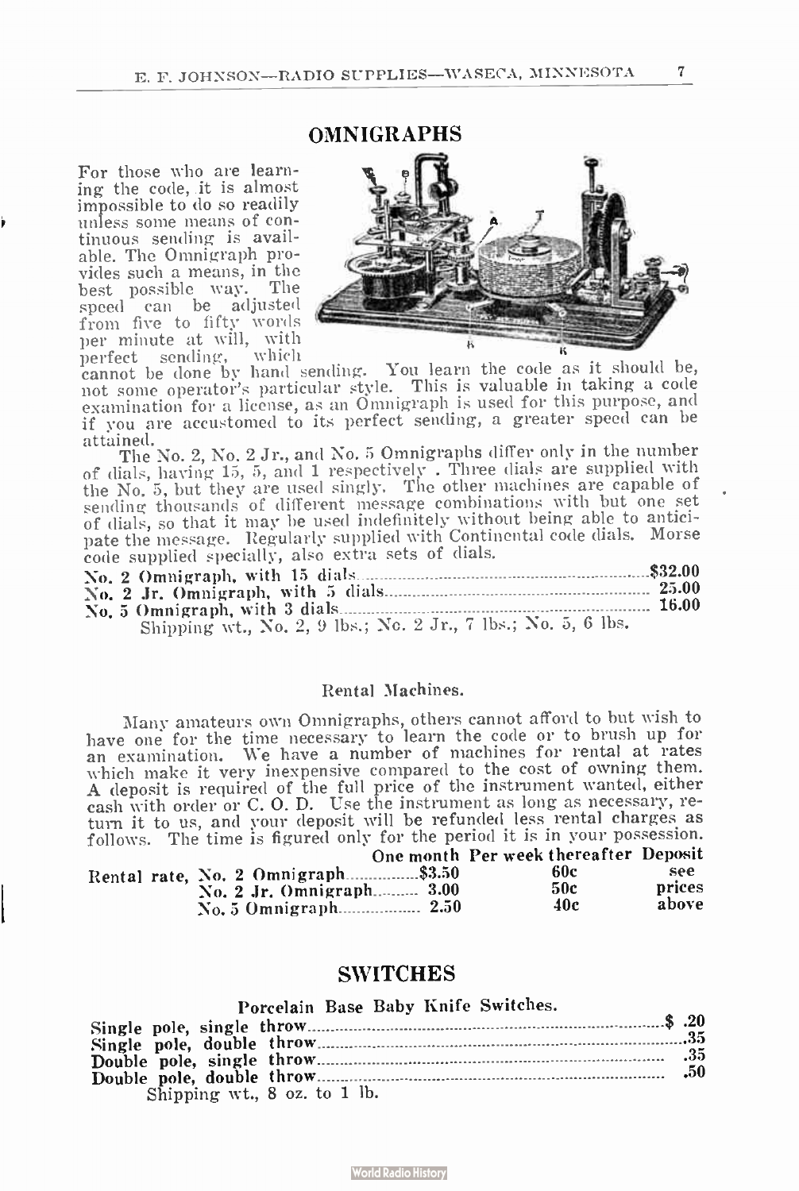## OMNIGRAPHS

For those who are learning the code, it is almost impossible to do so readily unless some means of continuous sending is available. The Omnigraph provides such a means, in the best possible way. The speed can be adjusted from five to fifty words per minute at will, with perfect sending, which cannot be done by hand sending. You learn the code as it should be, not some operator's particular style. This is valuable in taking a code examination for a license, as an Omnigraph is used for this purpose, and if you are accustomed to its perfect sending, a greater speed can be attained.

The No. 2, No. 2 Jr., and No. 5 Omnigraphs differ only in the number of dials, having 15, 5, and 1 respectively . Three dials are supplied with the No. 5, but they are used singly. The other machines are capable of sending thousands of different message combinations with but one set of dials, so that it may be used indefinitely without being able to anticipate the message. Regularly supplied with Continental code dials. Morse code supplied specially, also extra sets of dials.

| | |
|---|---|
| **No. 2 Omnigraph, with 15 dials** | **$32.00** |
| **No. 2 Jr. Omnigraph, with 5 dials** | **25.00** |
| **No. 5 Omnigraph, with 3 dials** | **16.00** |

Shipping wt., No. 2, 9 lbs.; No. 2 Jr., 7 lbs.; No. 5, 6 lbs.

### Rental Machines.

Many amateurs own Omnigraphs, others cannot afford to but wish to have one for the time necessary to learn the code or to brush up for an examination. We have a number of machines for rental at rates which make it very inexpensive compared to the cost of owning them. A deposit is required of the full price of the instrument wanted, either cash with order or C. O. D. Use the instrument as long as necessary, return it to us, and your deposit will be refunded less rental charges as follows. The time is figured only for the period it is in your possession.

| | One month | Per week thereafter | Deposit |
|---|---|---|---|
| Rental rate, No. 2 Omnigraph | $3.50 | 60c | see |
| No. 2 Jr. Omnigraph | 3.00 | 50c | prices |
| No. 5 Omnigraph | 2.50 | 40c | above |

## SWITCHES

### Porcelain Base Baby Knife Switches.

| | |
|---|---|
| **Single pole, single throw** | **$ .20** |
| **Single pole, double throw** | **.35** |
| **Double pole, single throw** | **.35** |
| **Double pole, double throw** | **.50** |

Shipping wt., 8 oz. to 1 lb.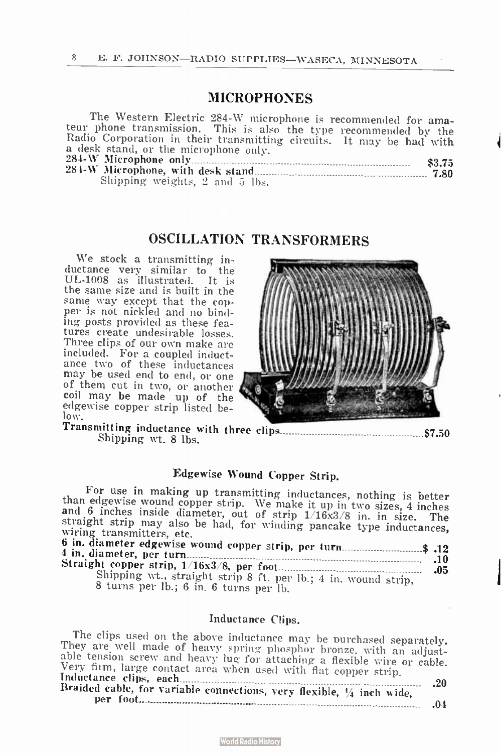## MICROPHONES

The Western Electric 284-W microphone is recommended for amateur phone transmission. This is also the type recommended by the Radio Corporation in their transmitting circuits. It may be had with a desk stand, or the microphone only.

**284-W Microphone only** ........ $3.75
**284-W Microphone, with desk stand** ........ 7.80
Shipping weights, 2 and 5 lbs.

## OSCILLATION TRANSFORMERS

We stock a transmitting inductance very similar to the UL-1008 as illustrated. It is the same size and is built in the same way except that the copper is not nickled and no binding posts provided as these features create undesirable losses. Three clips of our own make are included. For a coupled inductance two of these inductances may be used end to end, or one of them cut in two, or another coil may be made up of the edgewise copper strip listed below.

**Transmitting inductance with three clips** ........ $7.50
Shipping wt. 8 lbs.

### Edgewise Wound Copper Strip.

For use in making up transmitting inductances, nothing is better than edgewise wound copper strip. We make it up in two sizes, 4 inches and 6 inches inside diameter, out of strip 1/16x3/8 in. in size. The straight strip may also be had, for winding pancake type inductances, wiring transmitters, etc.

**6 in. diameter edgewise wound copper strip, per turn** ........ $ .12
**4 in. diameter, per turn** ........ .10
**Straight copper strip, 1/16x3/8, per foot** ........ .05
Shipping wt., straight strip 8 ft. per lb.; 4 in. wound strip, 8 turns per lb.; 6 in. 6 turns per lb.

### Inductance Clips.

The clips used on the above inductance may be purchased separately. They are well made of heavy spring phosphor bronze, with an adjustable tension screw and heavy lug for attaching a flexible wire or cable. Very firm, large contact area when used with flat copper strip.

**Inductance clips, each** ........ .20
**Braided cable, for variable connections, very flexible, ¼ inch wide, per foot** ........ .04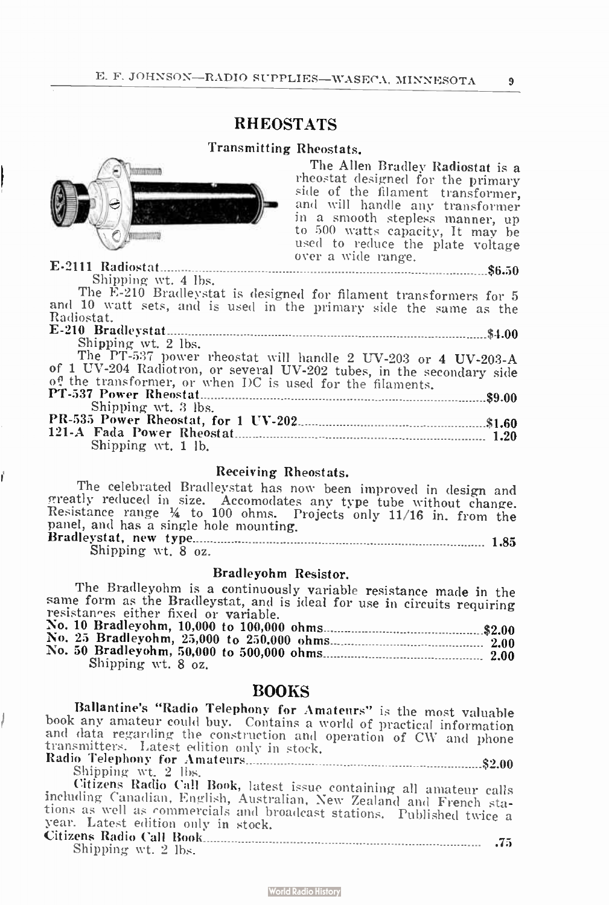## RHEOSTATS

### Transmitting Rheostats.

The Allen Bradley Radiostat is a rheostat designed for the primary side of the filament transformer, and will handle any transformer in a smooth stepless manner, up to 500 watts capacity, It may be used to reduce the plate voltage over a wide range.

**E-2111 Radiostat** .......... $6.50
Shipping wt. 4 lbs.

The E-210 Bradleystat is designed for filament transformers for 5 and 10 watt sets, and is used in the primary side the same as the Radiostat.

**E-210 Bradleystat** .......... $4.00
Shipping wt. 2 lbs.

The PT-537 power rheostat will handle 2 UV-203 or 4 UV-203-A of 1 UV-204 Radiotron, or several UV-202 tubes, in the secondary side of the transformer, or when DC is used for the filaments.

**PT-537 Power Rheostat** .......... $9.00
Shipping wt. 3 lbs.

**PR-535 Power Rheostat, for 1 UV-202** .......... $1.60
**121-A Fada Power Rheostat** .......... 1.20
Shipping wt. 1 lb.

### Receiving Rheostats.

The celebrated Bradleystat has now been improved in design and greatly reduced in size. Accomodates any type tube without change. Resistance range ¼ to 100 ohms. Projects only 11/16 in. from the panel, and has a single hole mounting.

**Bradleystat, new type** .......... 1.85
Shipping wt. 8 oz.

### Bradleyohm Resistor.

The Bradleyohm is a continuously variable resistance made in the same form as the Bradleystat, and is ideal for use in circuits requiring resistances either fixed or variable.

**No. 10 Bradleyohm, 10,000 to 100,000 ohms** .......... $2.00
**No. 25 Bradleyohm, 25,000 to 250,000 ohms** .......... 2.00
**No. 50 Bradleyohm, 50,000 to 500,000 ohms** .......... 2.00
Shipping wt. 8 oz.

## BOOKS

**Ballantine's "Radio Telephony for Amateurs"** is the most valuable book any amateur could buy. Contains a world of practical information and data regarding the construction and operation of CW and phone transmitters. Latest edition only in stock.

**Radio Telephony for Amateurs** .......... $2.00
Shipping wt. 2 lbs.

**Citizens Radio Call Book**, latest issue containing all amateur calls including Canadian, English, Australian, New Zealand and French stations as well as commercials and broadcast stations. Published twice a year. Latest edition only in stock.

**Citizens Radio Call Book** .......... .75
Shipping wt. 2 lbs.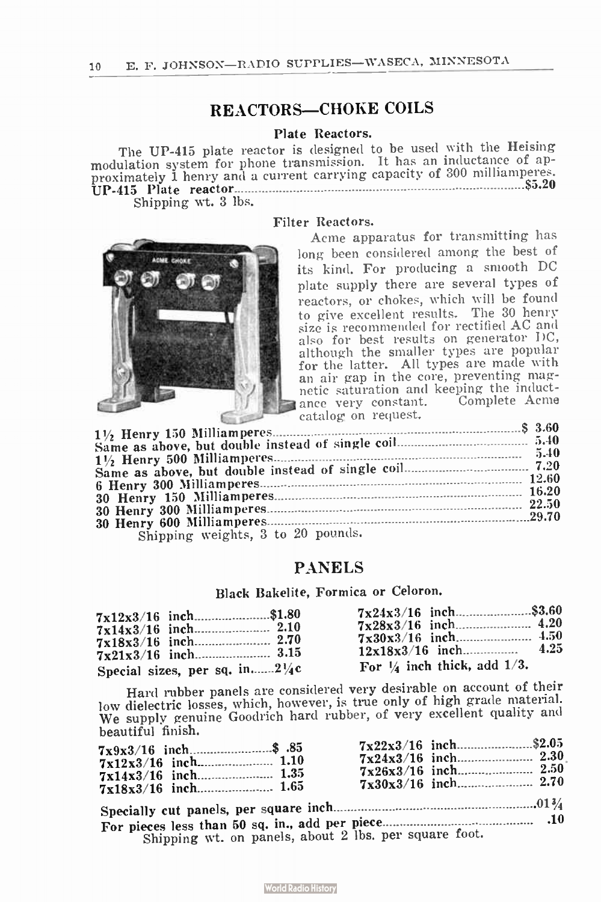## REACTORS—CHOKE COILS

### Plate Reactors.

The UP-415 plate reactor is designed to be used with the Heising modulation system for phone transmission. It has an inductance of approximately 1 henry and a current carrying capacity of 300 milliamperes.

**UP-415 Plate reactor** .......... $5.20

Shipping wt. 3 lbs.

### Filter Reactors.

Acme apparatus for transmitting has long been considered among the best of its kind. For producing a smooth DC plate supply there are several types of reactors, or chokes, which will be found to give excellent results. The 30 henry size is recommended for rectified AC and also for best results on generator DC, although the smaller types are popular for the latter. All types are made with an air gap in the core, preventing magnetic saturation and keeping the inductance very constant. Complete Acme catalog on request.

| Item | Price |
|---|---|
| 1½ Henry 150 Milliamperes | $ 3.60 |
| Same as above, but double instead of single coil | 5.40 |
| 1½ Henry 500 Milliamperes | 5.40 |
| Same as above, but double instead of single coil | 7.20 |
| 6 Henry 300 Milliamperes | 12.60 |
| 30 Henry 150 Milliamperes | 16.20 |
| 30 Henry 300 Milliamperes | 22.50 |
| 30 Henry 600 Milliamperes | 29.70 |

Shipping weights, 3 to 20 pounds.

## PANELS

### Black Bakelite, Formica or Celoron.

| Size | Price | Size | Price |
|---|---|---|---|
| 7x12x3/16 inch | $1.80 | 7x24x3/16 inch | $3.60 |
| 7x14x3/16 inch | 2.10 | 7x28x3/16 inch | 4.20 |
| 7x18x3/16 inch | 2.70 | 7x30x3/16 inch | 4.50 |
| 7x21x3/16 inch | 3.15 | 12x18x3/16 inch | 4.25 |

Special sizes, per sq. in. .......... 2¼c

For ¼ inch thick, add 1/3.

Hard rubber panels are considered very desirable on account of their low dielectric losses, which, however, is true only of high grade material. We supply genuine Goodrich hard rubber, of very excellent quality and beautiful finish.

| Size | Price | Size | Price |
|---|---|---|---|
| 7x9x3/16 inch | $ .85 | 7x22x3/16 inch | $2.05 |
| 7x12x3/16 inch | 1.10 | 7x24x3/16 inch | 2.30 |
| 7x14x3/16 inch | 1.35 | 7x26x3/16 inch | 2.50 |
| 7x18x3/16 inch | 1.65 | 7x30x3/16 inch | 2.70 |

**Specially cut panels, per square inch** .......... .01¾

**For pieces less than 50 sq. in., add per piece** .......... .10

Shipping wt. on panels, about 2 lbs. per square foot.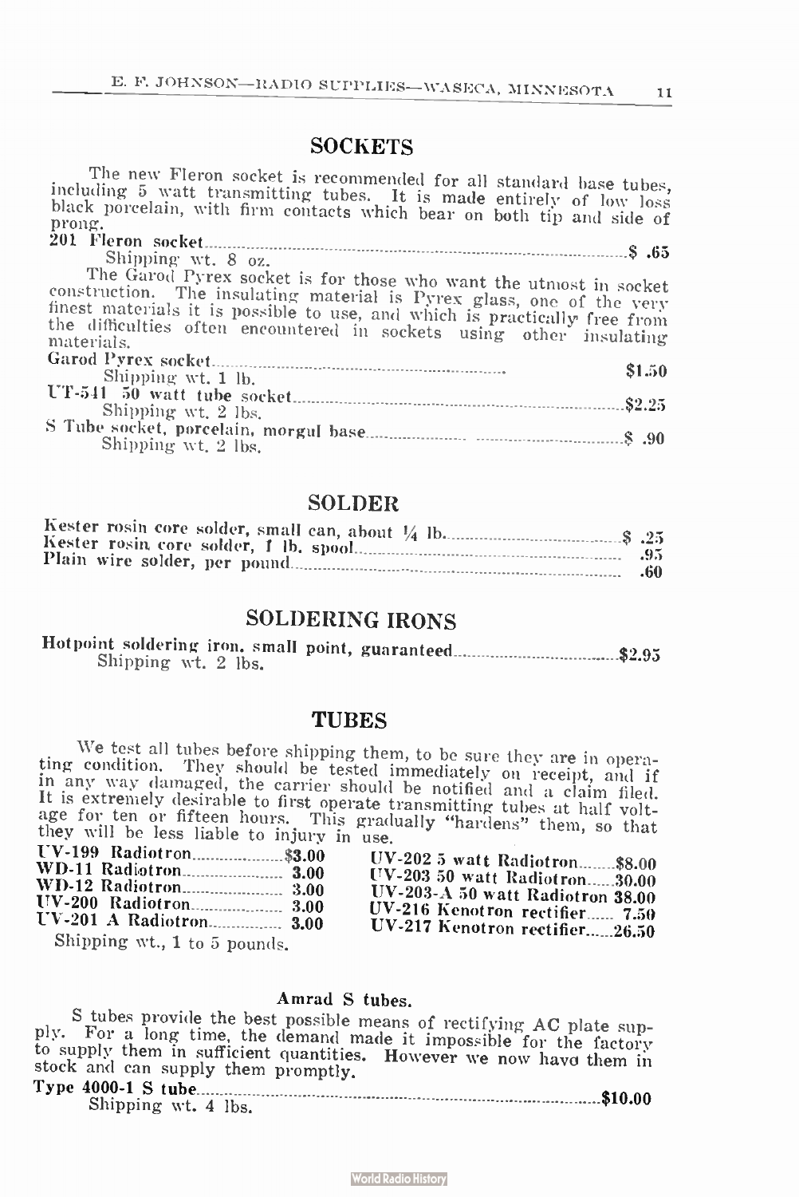## SOCKETS

The new Fleron socket is recommended for all standard base tubes, including 5 watt transmitting tubes. It is made entirely of low loss black porcelain, with firm contacts which bear on both tip and side of prong.

201 Fleron socket.......................................................$ .65
Shipping wt. 8 oz.

The Garod Pyrex socket is for those who want the utmost in socket construction. The insulating material is Pyrex glass, one of the very finest materials it is possible to use, and which is practically free from the difficulties often encountered in sockets using other insulating materials.

Garod Pyrex socket.......................................................$1.50
Shipping wt. 1 lb.

UT-541 50 watt tube socket.......................................................$2.25
Shipping wt. 2 lbs.

S Tube socket, porcelain, morgul base.......................................................$ .90
Shipping wt. 2 lbs.

## SOLDER

Kester rosin core solder, small can, about ¼ lb.......................................................$ .25
Kester rosin core solder, 1 lb. spool....................................................... .95
Plain wire solder, per pound....................................................... .60

## SOLDERING IRONS

Hotpoint soldering iron, small point, guaranteed.......................................................$2.95
Shipping wt. 2 lbs.

## TUBES

We test all tubes before shipping them, to be sure they are in operating condition. They should be tested immediately on receipt, and if in any way damaged, the carrier should be notified and a claim filed. It is extremely desirable to first operate transmitting tubes at half voltage for ten or fifteen hours. This gradually "hardens" them, so that they will be less liable to injury in use.

UV-199 Radiotron..........$3.00
WD-11 Radiotron.......... 3.00
WD-12 Radiotron.......... 3.00
UV-200 Radiotron.......... 3.00
UV-201 A Radiotron.......... 3.00
UV-202 5 watt Radiotron..........$8.00
UV-203 50 watt Radiotron..........30.00
UV-203-A 50 watt Radiotron 38.00
UV-216 Kenotron rectifier.......... 7.50
UV-217 Kenotron rectifier..........26.50

Shipping wt., 1 to 5 pounds.

### Amrad S tubes.

S tubes provide the best possible means of rectifying AC plate supply. For a long time, the demand made it impossible for the factory to supply them in sufficient quantities. However we now have them in stock and can supply them promptly.

Type 4000-1 S tube.......................................................$10.00
Shipping wt. 4 lbs.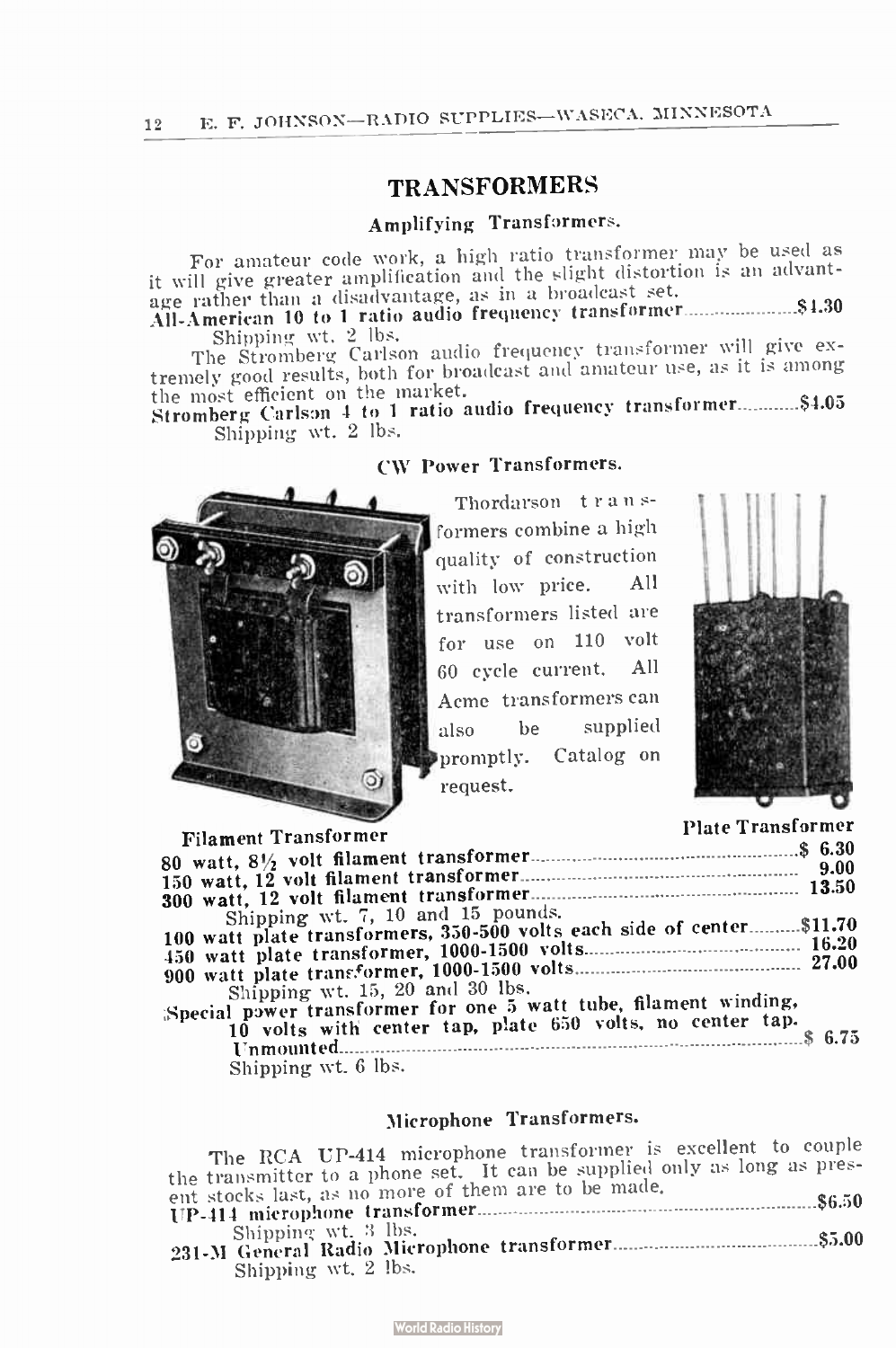# TRANSFORMERS

## Amplifying Transformers.

For amateur code work, a high ratio transformer may be used as it will give greater amplification and the slight distortion is an advantage rather than a disadvantage, as in a broadcast set.

**All-American 10 to 1 ratio audio frequency transformer....................$4.30**

Shipping wt. 2 lbs.

The Stromberg Carlson audio frequency transformer will give extremely good results, both for broadcast and amateur use, as it is among the most efficient on the market.

**Stromberg Carlson 4 to 1 ratio audio frequency transformer............$4.05**

Shipping wt. 2 lbs.

## CW Power Transformers.

Thordarson transformers combine a high quality of construction with low price. All transformers listed are for use on 110 volt 60 cycle current. All Acme transformers can also be supplied promptly. Catalog on request.

Filament Transformer

Plate Transformer

**80 watt, 8½ volt filament transformer....................$ 6.30**

**150 watt, 12 volt filament transformer.................... 9.00**

**300 watt, 12 volt filament transformer.................... 13.50**

Shipping wt. 7, 10 and 15 pounds.

**100 watt plate transformers, 350-500 volts each side of center..........$11.70**

**450 watt plate transformer, 1000-1500 volts.................... 16.20**

**900 watt plate transformer, 1000-1500 volts.................... 27.00**

Shipping wt. 15, 20 and 30 lbs.

**Special power transformer for one 5 watt tube, filament winding, 10 volts with center tap, plate 650 volts, no center tap. Unmounted....................$ 6.75**

Shipping wt. 6 lbs.

## Microphone Transformers.

The RCA UP-414 microphone transformer is excellent to couple the transmitter to a phone set. It can be supplied only as long as present stocks last, as no more of them are to be made.

**UP-414 microphone transformer....................$6.50**

Shipping wt. 3 lbs.

**231-M General Radio Microphone transformer....................$5.00**

Shipping wt. 2 lbs.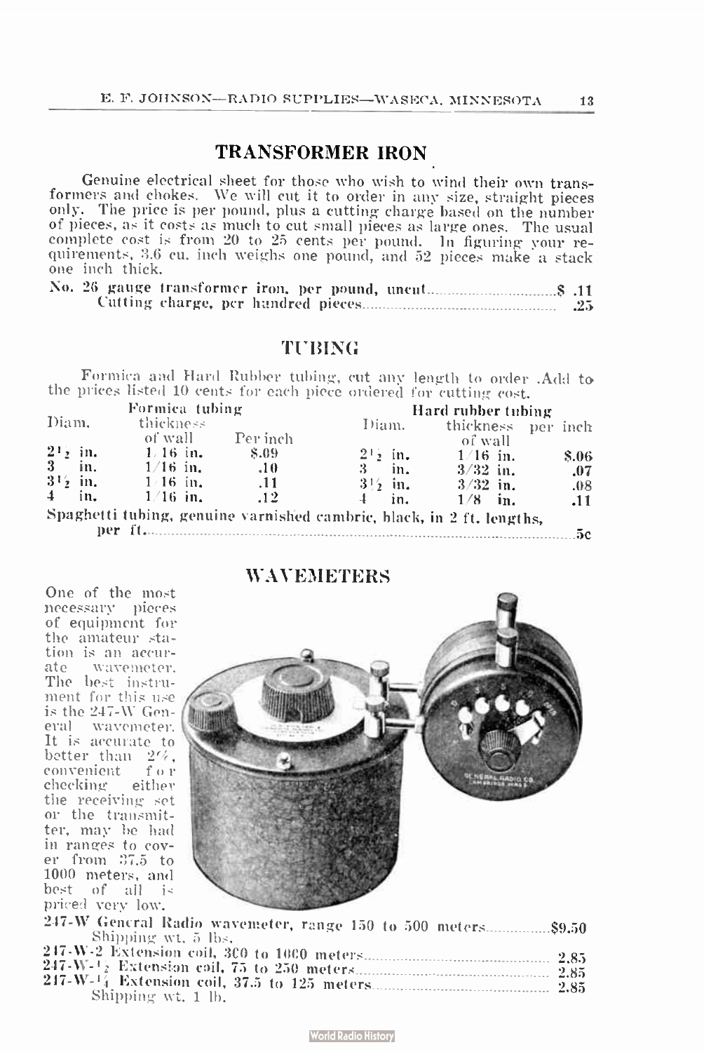## TRANSFORMER IRON

Genuine electrical sheet for those who wish to wind their own transformers and chokes. We will cut it to order in any size, straight pieces only. The price is per pound, plus a cutting charge based on the number of pieces, as it costs as much to cut small pieces as large ones. The usual complete cost is from 20 to 25 cents per pound. In figuring your requirements, 3.6 cu. inch weighs one pound, and 52 pieces make a stack one inch thick.

No. 26 gauge transformer iron, per pound, uncut.................................$ .11
Cutting charge, per hundred pieces....................................................... .25

## TUBING

Formica and Hard Rubber tubing, cut any length to order. Add to the prices listed 10 cents for each piece ordered for cutting cost.

| Formica tubing | | | Hard rubber tubing | | |
|---|---|---|---|---|---|
| Diam. | thickness of wall | Per inch | Diam. | thickness of wall | per inch |
| 2½ in. | 1/16 in. | $.09 | 2½ in. | 1/16 in. | $.06 |
| 3 in. | 1/16 in. | .10 | 3 in. | 3/32 in. | .07 |
| 3½ in. | 1/16 in. | .11 | 3½ in. | 3/32 in. | .08 |
| 4 in. | 1/16 in. | .12 | 4 in. | 1/8 in. | .11 |

Spaghetti tubing, genuine varnished cambric, black, in 2 ft. lengths, per ft..........................................................................................5c

## WAVEMETERS

One of the most necessary pieces of equipment for the amateur station is an accurate wavemeter. The best instrument for this use is the 247-W General wavemeter. It is accurate to better than 2%, convenient for checking either the receiving set or the transmitter, may be had in ranges to cover from 37.5 to 1000 meters, and best of all is priced very low.

247-W General Radio wavemeter, range 150 to 500 meters...............$9.50
Shipping wt. 5 lbs.
247-W-2 Extension coil, 300 to 1000 meters.............................................. 2.85
247-W-½ Extension coil, 75 to 250 meters.............................................. 2.85
247-W-¼ Extension coil, 37.5 to 125 meters.............................................. 2.85
Shipping wt. 1 lb.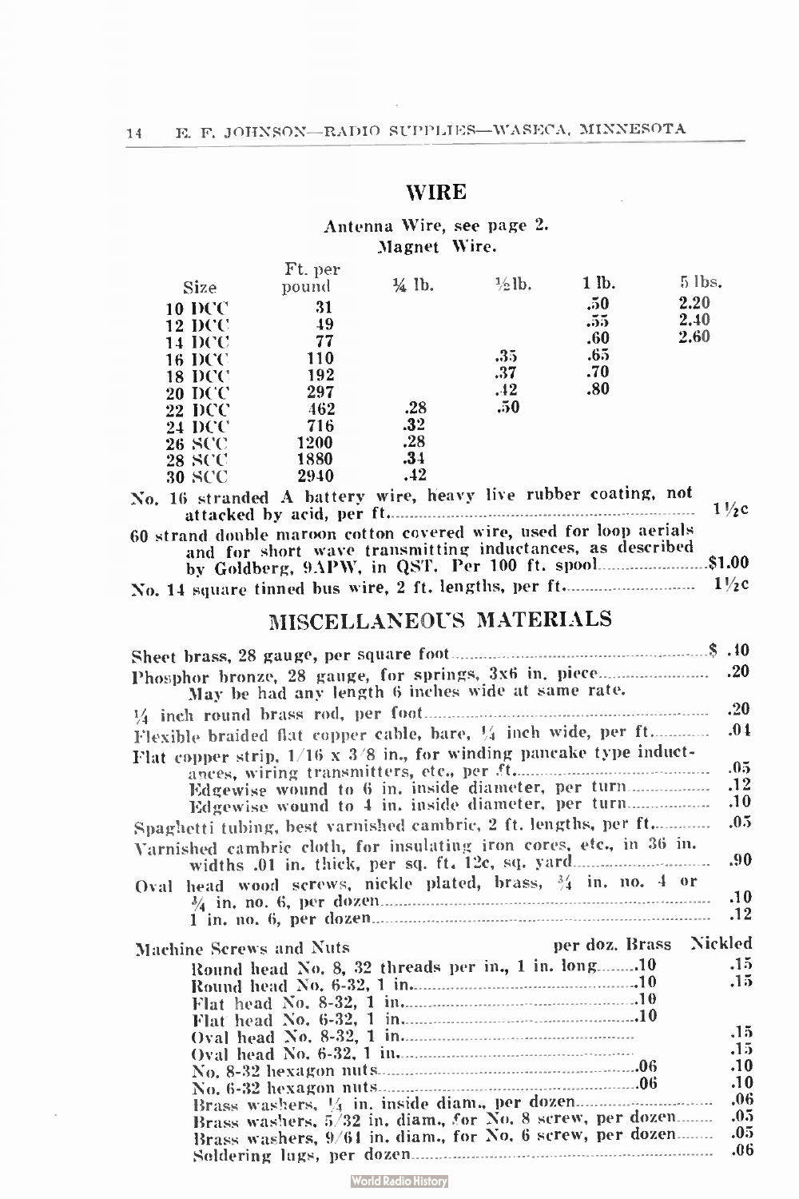# WIRE

Antenna Wire, see page 2.

Magnet Wire.

| Size | Ft. per pound | ¼ lb. | ½ lb. | 1 lb. | 5 lbs. |
|---|---|---|---|---|---|
| 10 DCC | 31 | | | .50 | 2.20 |
| 12 DCC | 49 | | | .55 | 2.40 |
| 14 DCC | 77 | | | .60 | 2.60 |
| 16 DCC | 110 | | .35 | .65 | |
| 18 DCC | 192 | | .37 | .70 | |
| 20 DCC | 297 | | .42 | .80 | |
| 22 DCC | 462 | .28 | .50 | | |
| 24 DCC | 716 | .32 | | | |
| 26 SCC | 1200 | .28 | | | |
| 28 SCC | 1880 | .34 | | | |
| 30 SCC | 2940 | .42 | | | |

No. 16 stranded A battery wire, heavy live rubber coating, not attacked by acid, per ft. .......... 1½c

60 strand double maroon cotton covered wire, used for loop aerials and for short wave transmitting inductances, as described by Goldberg, 9APW, in QST. Per 100 ft. spool .......... $1.00

No. 14 square tinned bus wire, 2 ft. lengths, per ft. .......... 1½c

# MISCELLANEOUS MATERIALS

Sheet brass, 28 gauge, per square foot .......... $ .10

Phosphor bronze, 28 gauge, for springs, 3x6 in. piece .......... .20
May be had any length 6 inches wide at same rate.

¼ inch round brass rod, per foot .......... .20

Flexible braided flat copper cable, bare, ¼ inch wide, per ft. .......... .04

Flat copper strip, 1/16 x 3/8 in., for winding pancake type inductances, wiring transmitters, etc., per ft. .......... .05
Edgewise wound to 6 in. inside diameter, per turn .......... .12
Edgewise wound to 4 in. inside diameter, per turn .......... .10

Spaghetti tubing, best varnished cambric, 2 ft. lengths, per ft. .......... .05

Varnished cambric cloth, for insulating iron cores, etc., in 36 in. widths .01 in. thick, per sq. ft. 12c, sq. yard .......... .90

Oval head wood screws, nickle plated, brass, ¾ in. no. 4 or ¾ in. no. 6, per dozen .......... .10
1 in. no. 6, per dozen .......... .12

| Machine Screws and Nuts | per doz. Brass | Nickled |
|---|---|---|
| Round head No. 8, 32 threads per in., 1 in. long | .10 | .15 |
| Round head No. 6-32, 1 in. | .10 | .15 |
| Flat head No. 8-32, 1 in. | .10 | |
| Flat head No. 6-32, 1 in. | .10 | |
| Oval head No. 8-32, 1 in. | | .15 |
| Oval head No. 6-32, 1 in. | | .15 |
| No. 8-32 hexagon nuts | .06 | .10 |
| No. 6-32 hexagon nuts | .06 | .10 |
| Brass washers, ¼ in. inside diam., per dozen | | .06 |
| Brass washers, 5/32 in. diam., for No. 8 screw, per dozen | | .05 |
| Brass washers, 9/64 in. diam., for No. 6 screw, per dozen | | .05 |
| Soldering lugs, per dozen | | .06 |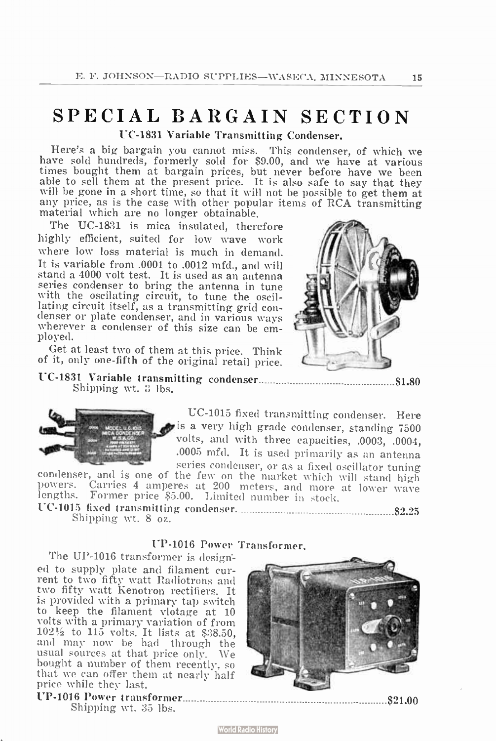# SPECIAL BARGAIN SECTION

## UC-1831 Variable Transmitting Condenser.

Here's a big bargain you cannot miss. This condenser, of which we have sold hundreds, formerly sold for $9.00, and we have at various times bought them at bargain prices, but never before have we been able to sell them at the present price. It is also safe to say that they will be gone in a short time, so that it will not be possible to get them at any price, as is the case with other popular items of RCA transmitting material which are no longer obtainable.

The UC-1831 is mica insulated, therefore highly efficient, suited for low wave work where low loss material is much in demand. It is variable from .0001 to .0012 mfd., and will stand a 4000 volt test. It is used as an antenna series condenser to bring the antenna in tune with the oscilating circuit, to tune the oscillating circuit itself, as a transmitting grid condenser or plate condenser, and in various ways wherever a condenser of this size can be employed.

Get at least two of them at this price. Think of it, only one-fifth of the original retail price.

**UC-1831 Variable transmitting condenser** .................................................. $1.80
Shipping wt. 3 lbs.

UC-1015 fixed transmitting condenser. Here is a very high grade condenser, standing 7500 volts, and with three capacities, .0003, .0004, .0005 mfd. It is used primarily as an antenna series condenser, or as a fixed oscillator tuning condenser, and is one of the few on the market which will stand high powers. Carries 4 amperes at 200 meters, and more at lower wave lengths. Former price $5.00. Limited number in stock.

**UC-1015 fixed transmitting condenser** .................................................. $2.25
Shipping wt. 8 oz.

## UP-1016 Power Transformer.

The UP-1016 transformer is designed to supply plate and filament current to two fifty watt Radiotrons and two fifty watt Kenotron rectifiers. It is provided with a primary tap switch to keep the filament vlotage at 10 volts with a primary variation of from 102½ to 115 volts. It lists at $38.50, and may now be had through the usual sources at that price only. We bought a number of them recently, so that we can offer them at nearly half price while they last.

**UP-1016 Power transformer** .................................................. $21.00
Shipping wt. 35 lbs.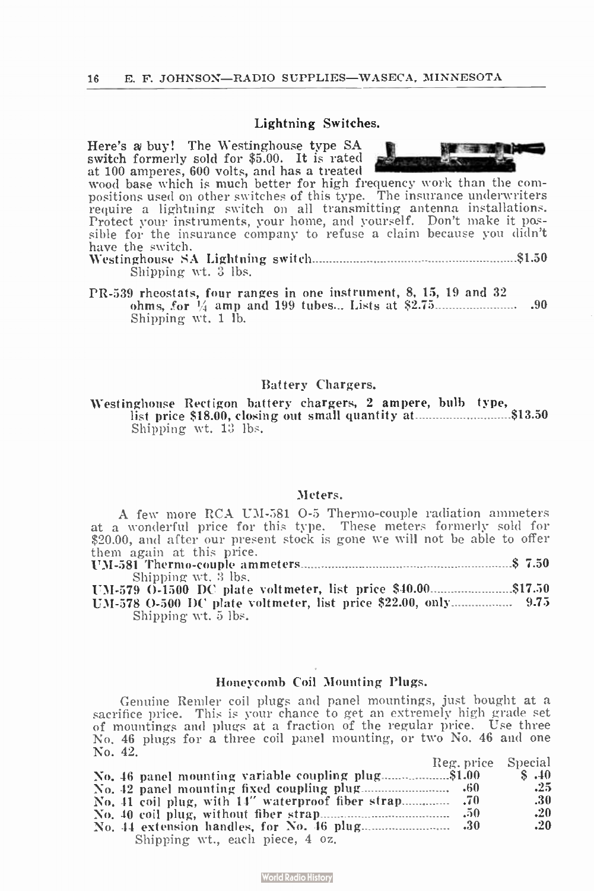## Lightning Switches.

Here's a buy! The Westinghouse type SA switch formerly sold for $5.00. It is rated at 100 amperes, 600 volts, and has a treated wood base which is much better for high frequency work than the compositions used on other switches of this type. The insurance underwriters require a lightning switch on all transmitting antenna installations. Protect your instruments, your home, and yourself. Don't make it possible for the insurance company to refuse a claim because you didn't have the switch.

**Westinghouse SA Lightning switch** ............ **$1.50**
Shipping wt. 3 lbs.

**PR-539 rheostats, four ranges in one instrument, 8, 15, 19 and 32 ohms, for ¼ amp and 199 tubes... Lists at $2.75** ............ **.90**
Shipping wt. 1 lb.

## Battery Chargers.

**Westinghouse Rectigon battery chargers, 2 ampere, bulb type, list price $18.00, closing out small quantity at** ............ **$13.50**
Shipping wt. 13 lbs.

## Meters.

A few more RCA UM-581 O-5 Thermo-couple radiation ammeters at a wonderful price for this type. These meters formerly sold for $20.00, and after our present stock is gone we will not be able to offer them again at this price.

**UM-581 Thermo-couple ammeters** ............ **$ 7.50**
Shipping wt. 3 lbs.

**UM-579 O-1500 DC plate voltmeter, list price $40.00** ............ **$17.50**

**UM-578 O-500 DC plate voltmeter, list price $22.00, only** ............ **9.75**
Shipping wt. 5 lbs.

## Honeycomb Coil Mounting Plugs.

Genuine Remler coil plugs and panel mountings, just bought at a sacrifice price. This is your chance to get an extremely high grade set of mountings and plugs at a fraction of the regular price. Use three No. 46 plugs for a three coil panel mounting, or two No. 46 and one No. 42.

| | Reg. price | Special |
|---|---|---|
| **No. 46 panel mounting variable coupling plug** | **$1.00** | **$ .40** |
| **No. 42 panel mounting fixed coupling plug** | **.60** | **.25** |
| **No. 41 coil plug, with 14" waterproof fiber strap** | **.70** | **.30** |
| **No. 40 coil plug, without fiber strap** | **.50** | **.20** |
| **No. 44 extension handles, for No. 46 plug** | **.30** | **.20** |

Shipping wt., each piece, 4 oz.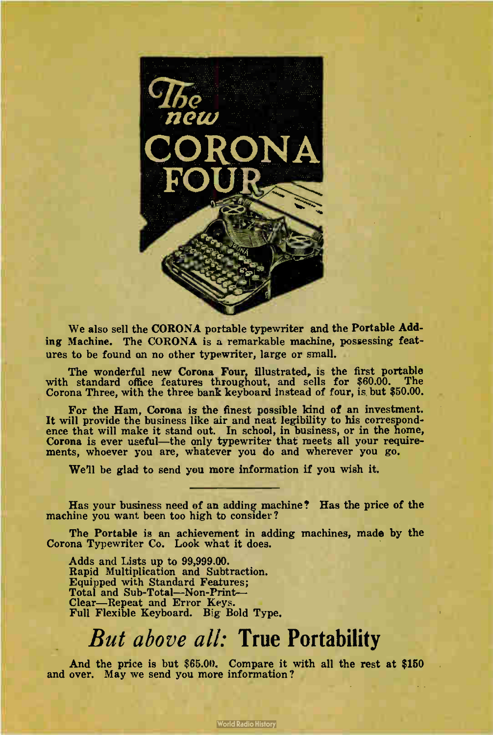# The new CORONA FOUR

We also sell the **CORONA** portable typewriter and the **Portable Adding Machine.** The **CORONA** is a remarkable machine, possessing features to be found on no other typewriter, large or small.

The wonderful new **Corona Four,** illustrated, is the first portable with standard office features throughout, and sells for $60.00. The Corona Three, with the three bank keyboard instead of four, is but $50.00.

For the Ham, Corona is the finest possible kind of an investment. It will provide the business like air and neat legibility to his correspondence that will make it stand out. In school, in business, or in the home, Corona is ever useful—the only typewriter that meets all your requirements, whoever you are, whatever you do and wherever you go.

We'll be glad to send you more information if you wish it.

---

Has your business need of an adding machine? Has the price of the machine you want been too high to consider?

The Portable is an achievement in adding machines, made by the Corona Typewriter Co. Look what it does.

Adds and Lists up to 99,999.00.
Rapid Multiplication and Subtraction.
Equipped with Standard Features;
Total and Sub-Total—Non-Print—
Clear—Repeat and Error Keys.
Full Flexible Keyboard. Big Bold Type.

## *But above all:* True Portability

And the price is but $65.00. Compare it with all the rest at $150 and over. May we send you more information?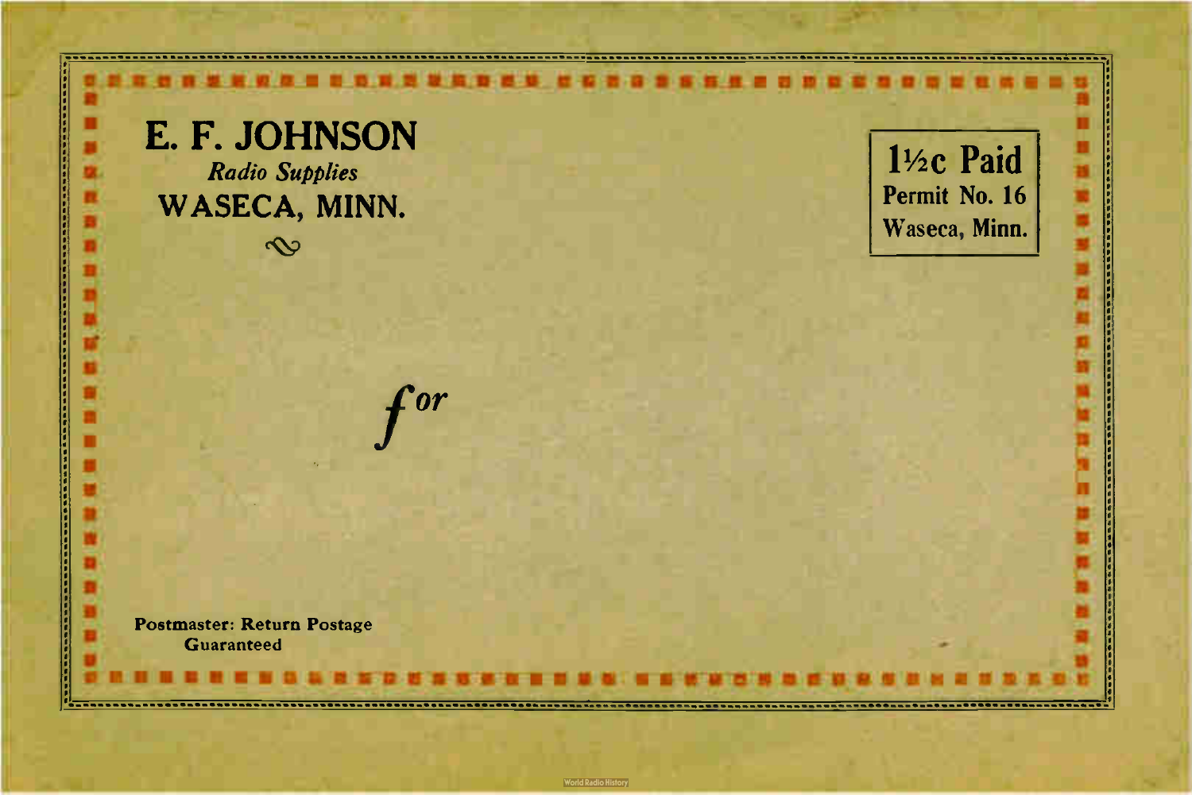# E. F. JOHNSON

*Radio Supplies*

**WASECA, MINN.**

**1½c Paid**
**Permit No. 16**
**Waseca, Minn.**

*for*

**Postmaster: Return Postage Guaranteed**